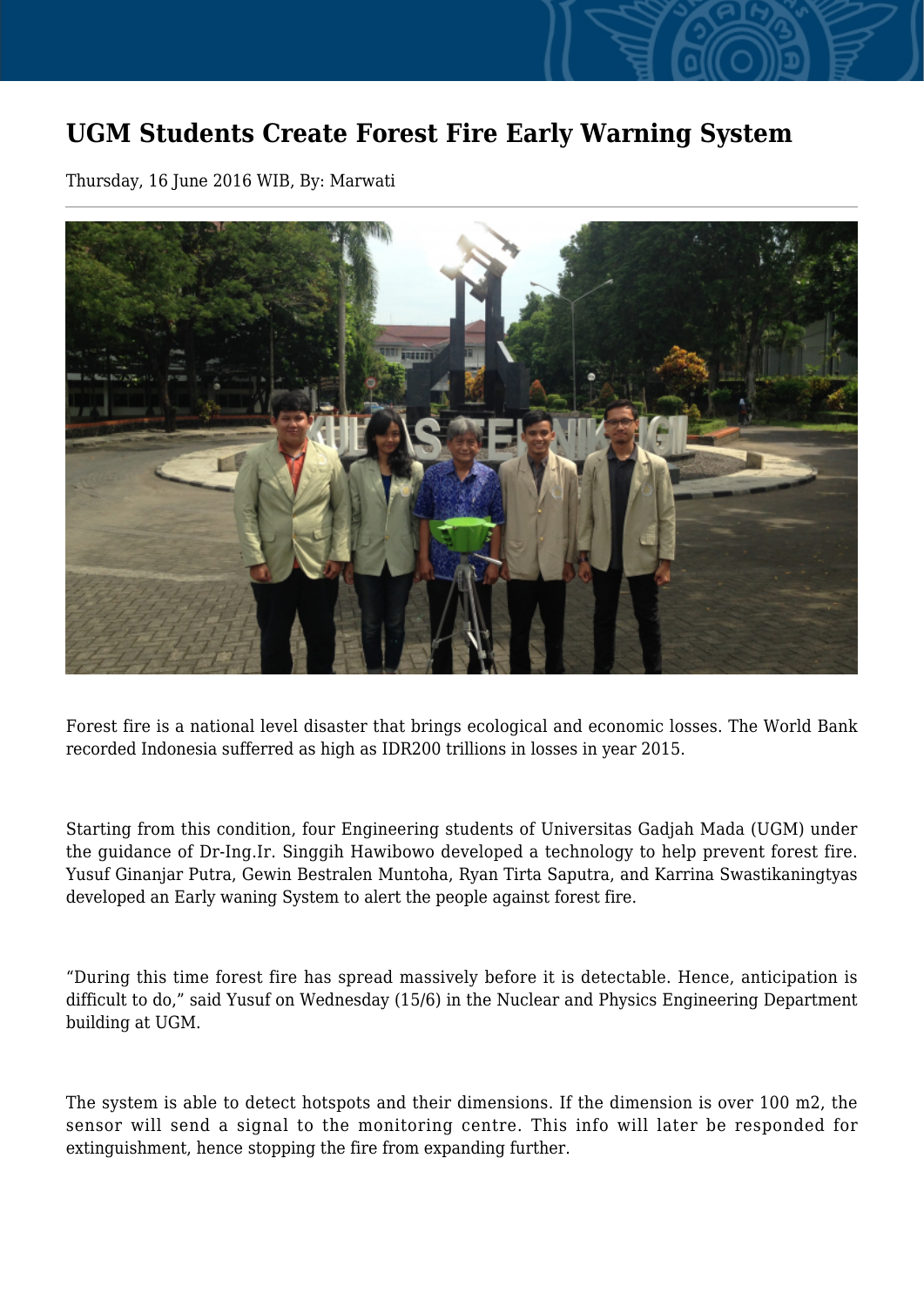# UGM Students Create Forest Fire Early Warning System

Thursday, 16 June 2016 WIB, By: Marwati

Forest fire is a national level disaster that brings ecological and economic losses. The World Bank recorded Indonesia sufferred as high as IDR200 trillions in losses in year 2015.

Starting from this condition, four Engineering students of Universitas Gadjah Mada (UGM) under the guidance of Dr-Ing.Ir. Singgih Hawibowo developed a technology to help prevent forest fire. Yusuf Ginanjar Putra, Gewin Bestralen Muntoha, Ryan Tirta Saputra, and Karrina Swastikaningtyas developed an Early waning System to alert the people against forest fire.

“During this time forest fire has spread massively before it is detectable. Hence, anticipation is difficult to do,” said Yusuf on Wednesday (15/6) in the Nuclear and Physics Engineering Department building at UGM.

The system is able to detect hotspots and their dimensions. If the dimension is over 100 m2, the sensor will send a signal to the monitoring centre. This info will later be responded for extinguishment, hence stopping the fire from expanding further.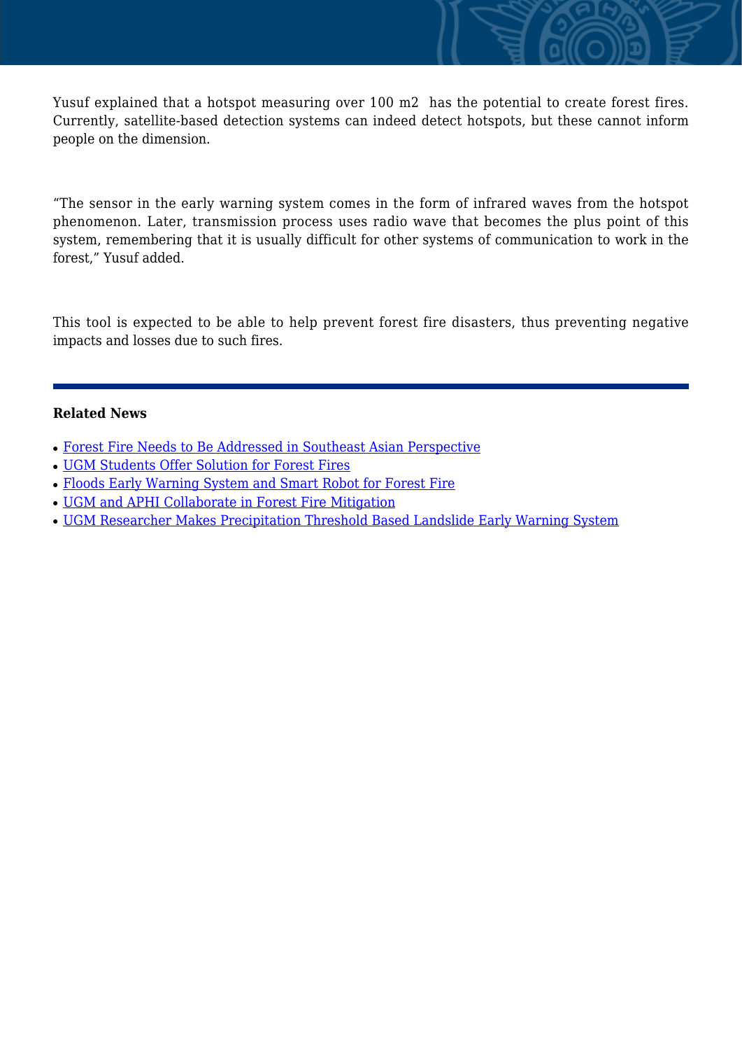Yusuf explained that a hotspot measuring over 100 $m^2$ has the potential to create forest fires. Currently, satellite-based detection systems can indeed detect hotspots, but these cannot inform people on the dimension.

"The sensor in the early warning system comes in the form of infrared waves from the hotspot phenomenon. Later, transmission process uses radio wave that becomes the plus point of this system, remembering that it is usually difficult for other systems of communication to work in the forest," Yusuf added.

This tool is expected to be able to help prevent forest fire disasters, thus preventing negative impacts and losses due to such fires.

---

**Related News**

- Forest Fire Needs to Be Addressed in Southeast Asian Perspective
- UGM Students Offer Solution for Forest Fires
- Floods Early Warning System and Smart Robot for Forest Fire
- UGM and APHI Collaborate in Forest Fire Mitigation
- UGM Researcher Makes Precipitation Threshold Based Landslide Early Warning System